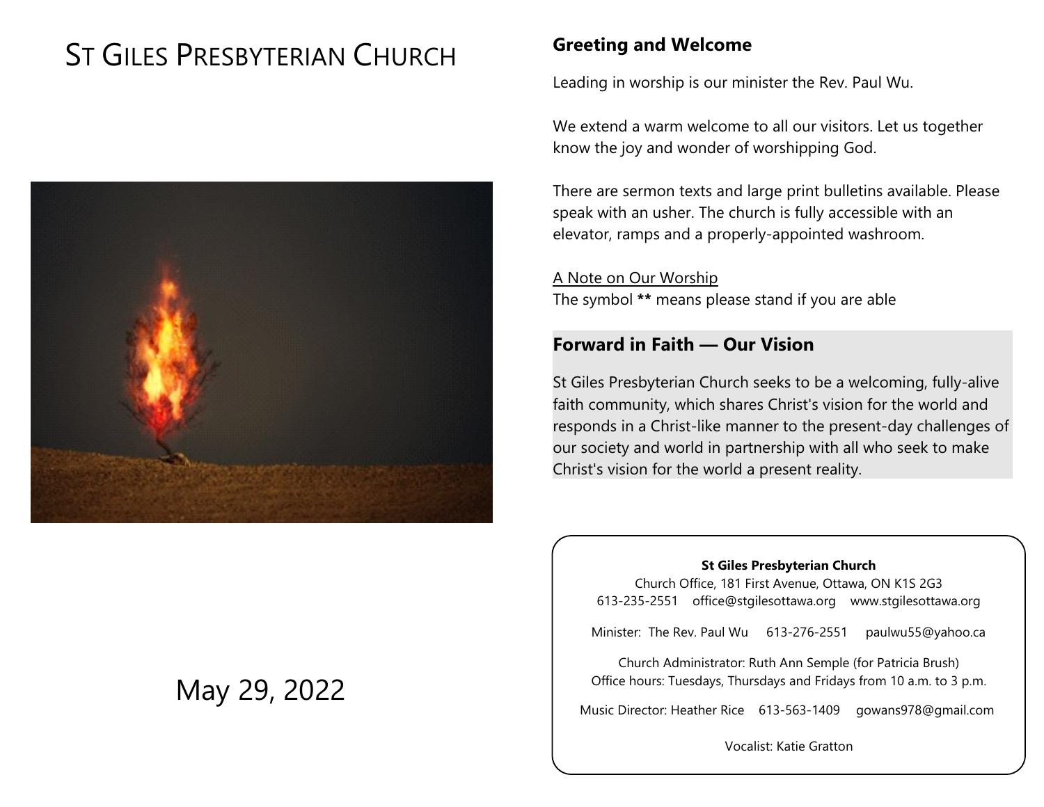# St Giles Presbyterian Church

May 29, 2022

## Greeting and Welcome

Leading in worship is our minister the Rev. Paul Wu.

We extend a warm welcome to all our visitors. Let us together know the joy and wonder of worshipping God.

There are sermon texts and large print bulletins available. Please speak with an usher. The church is fully accessible with an elevator, ramps and a properly-appointed washroom.

A Note on Our Worship
The symbol **\*\*** means please stand if you are able

## Forward in Faith — Our Vision

St Giles Presbyterian Church seeks to be a welcoming, fully-alive faith community, which shares Christ's vision for the world and responds in a Christ-like manner to the present-day challenges of our society and world in partnership with all who seek to make Christ's vision for the world a present reality.

**St Giles Presbyterian Church**
Church Office, 181 First Avenue, Ottawa, ON K1S 2G3
613-235-2551 office@stgilesottawa.org www.stgilesottawa.org

Minister: The Rev. Paul Wu 613-276-2551 paulwu55@yahoo.ca

Church Administrator: Ruth Ann Semple (for Patricia Brush)
Office hours: Tuesdays, Thursdays and Fridays from 10 a.m. to 3 p.m.

Music Director: Heather Rice 613-563-1409 gowans978@gmail.com

Vocalist: Katie Gratton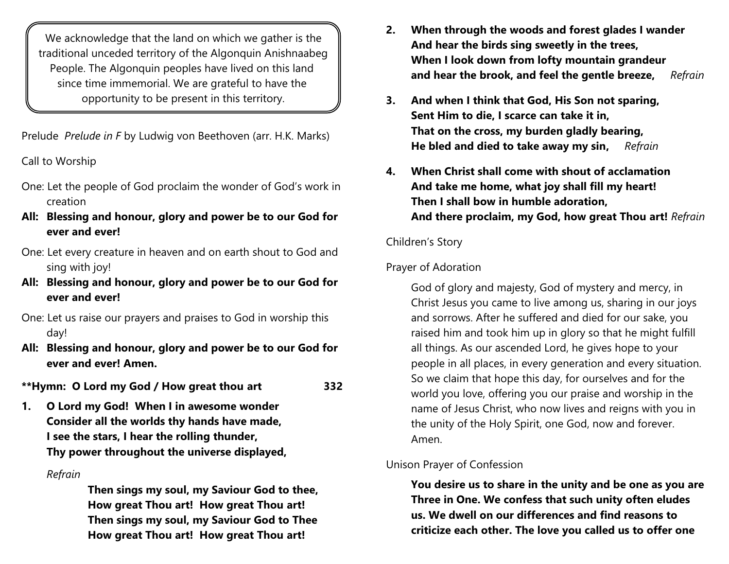> We acknowledge that the land on which we gather is the traditional unceded territory of the Algonquin Anishnaabeg People. The Algonquin peoples have lived on this land since time immemorial. We are grateful to have the opportunity to be present in this territory.

Prelude *Prelude in F* by Ludwig von Beethoven (arr. H.K. Marks)

Call to Worship

One: Let the people of God proclaim the wonder of God's work in creation

**All: Blessing and honour, glory and power be to our God for ever and ever!**

One: Let every creature in heaven and on earth shout to God and sing with joy!

**All: Blessing and honour, glory and power be to our God for ever and ever!**

One: Let us raise our prayers and praises to God in worship this day!

**All: Blessing and honour, glory and power be to our God for ever and ever! Amen.**

**\*\*Hymn: O Lord my God / How great thou art 332**

**1. O Lord my God! When I in awesome wonder**
**Consider all the worlds thy hands have made,**
**I see the stars, I hear the rolling thunder,**
**Thy power throughout the universe displayed,**

*Refrain*

**Then sings my soul, my Saviour God to thee,**
**How great Thou art! How great Thou art!**
**Then sings my soul, my Saviour God to Thee**
**How great Thou art! How great Thou art!**

**2. When through the woods and forest glades I wander**
**And hear the birds sing sweetly in the trees,**
**When I look down from lofty mountain grandeur**
**and hear the brook, and feel the gentle breeze,** *Refrain*

**3. And when I think that God, His Son not sparing,**
**Sent Him to die, I scarce can take it in,**
**That on the cross, my burden gladly bearing,**
**He bled and died to take away my sin,** *Refrain*

**4. When Christ shall come with shout of acclamation**
**And take me home, what joy shall fill my heart!**
**Then I shall bow in humble adoration,**
**And there proclaim, my God, how great Thou art!** *Refrain*

Children's Story

Prayer of Adoration

God of glory and majesty, God of mystery and mercy, in Christ Jesus you came to live among us, sharing in our joys and sorrows. After he suffered and died for our sake, you raised him and took him up in glory so that he might fulfill all things. As our ascended Lord, he gives hope to your people in all places, in every generation and every situation. So we claim that hope this day, for ourselves and for the world you love, offering you our praise and worship in the name of Jesus Christ, who now lives and reigns with you in the unity of the Holy Spirit, one God, now and forever. Amen.

Unison Prayer of Confession

**You desire us to share in the unity and be one as you are Three in One. We confess that such unity often eludes us. We dwell on our differences and find reasons to criticize each other. The love you called us to offer one**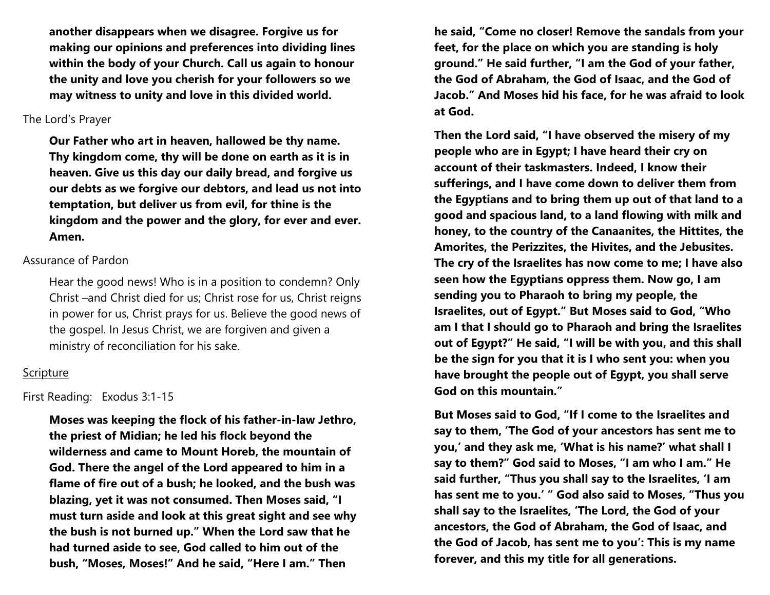**another disappears when we disagree. Forgive us for making our opinions and preferences into dividing lines within the body of your Church. Call us again to honour the unity and love you cherish for your followers so we may witness to unity and love in this divided world.**

The Lord's Prayer

**Our Father who art in heaven, hallowed be thy name. Thy kingdom come, thy will be done on earth as it is in heaven. Give us this day our daily bread, and forgive us our debts as we forgive our debtors, and lead us not into temptation, but deliver us from evil, for thine is the kingdom and the power and the glory, for ever and ever. Amen.**

Assurance of Pardon

Hear the good news! Who is in a position to condemn? Only Christ –and Christ died for us; Christ rose for us, Christ reigns in power for us, Christ prays for us. Believe the good news of the gospel. In Jesus Christ, we are forgiven and given a ministry of reconciliation for his sake.

Scripture

First Reading: Exodus 3:1-15

**Moses was keeping the flock of his father-in-law Jethro, the priest of Midian; he led his flock beyond the wilderness and came to Mount Horeb, the mountain of God. There the angel of the Lord appeared to him in a flame of fire out of a bush; he looked, and the bush was blazing, yet it was not consumed. Then Moses said, "I must turn aside and look at this great sight and see why the bush is not burned up." When the Lord saw that he had turned aside to see, God called to him out of the bush, "Moses, Moses!" And he said, "Here I am." Then he said, "Come no closer! Remove the sandals from your feet, for the place on which you are standing is holy ground." He said further, "I am the God of your father, the God of Abraham, the God of Isaac, and the God of Jacob." And Moses hid his face, for he was afraid to look at God.**

**Then the Lord said, "I have observed the misery of my people who are in Egypt; I have heard their cry on account of their taskmasters. Indeed, I know their sufferings, and I have come down to deliver them from the Egyptians and to bring them up out of that land to a good and spacious land, to a land flowing with milk and honey, to the country of the Canaanites, the Hittites, the Amorites, the Perizzites, the Hivites, and the Jebusites. The cry of the Israelites has now come to me; I have also seen how the Egyptians oppress them. Now go, I am sending you to Pharaoh to bring my people, the Israelites, out of Egypt." But Moses said to God, "Who am I that I should go to Pharaoh and bring the Israelites out of Egypt?" He said, "I will be with you, and this shall be the sign for you that it is I who sent you: when you have brought the people out of Egypt, you shall serve God on this mountain."**

**But Moses said to God, "If I come to the Israelites and say to them, 'The God of your ancestors has sent me to you,' and they ask me, 'What is his name?' what shall I say to them?" God said to Moses, "I am who I am." He said further, "Thus you shall say to the Israelites, 'I am has sent me to you.' " God also said to Moses, "Thus you shall say to the Israelites, 'The Lord, the God of your ancestors, the God of Abraham, the God of Isaac, and the God of Jacob, has sent me to you': This is my name forever, and this my title for all generations.**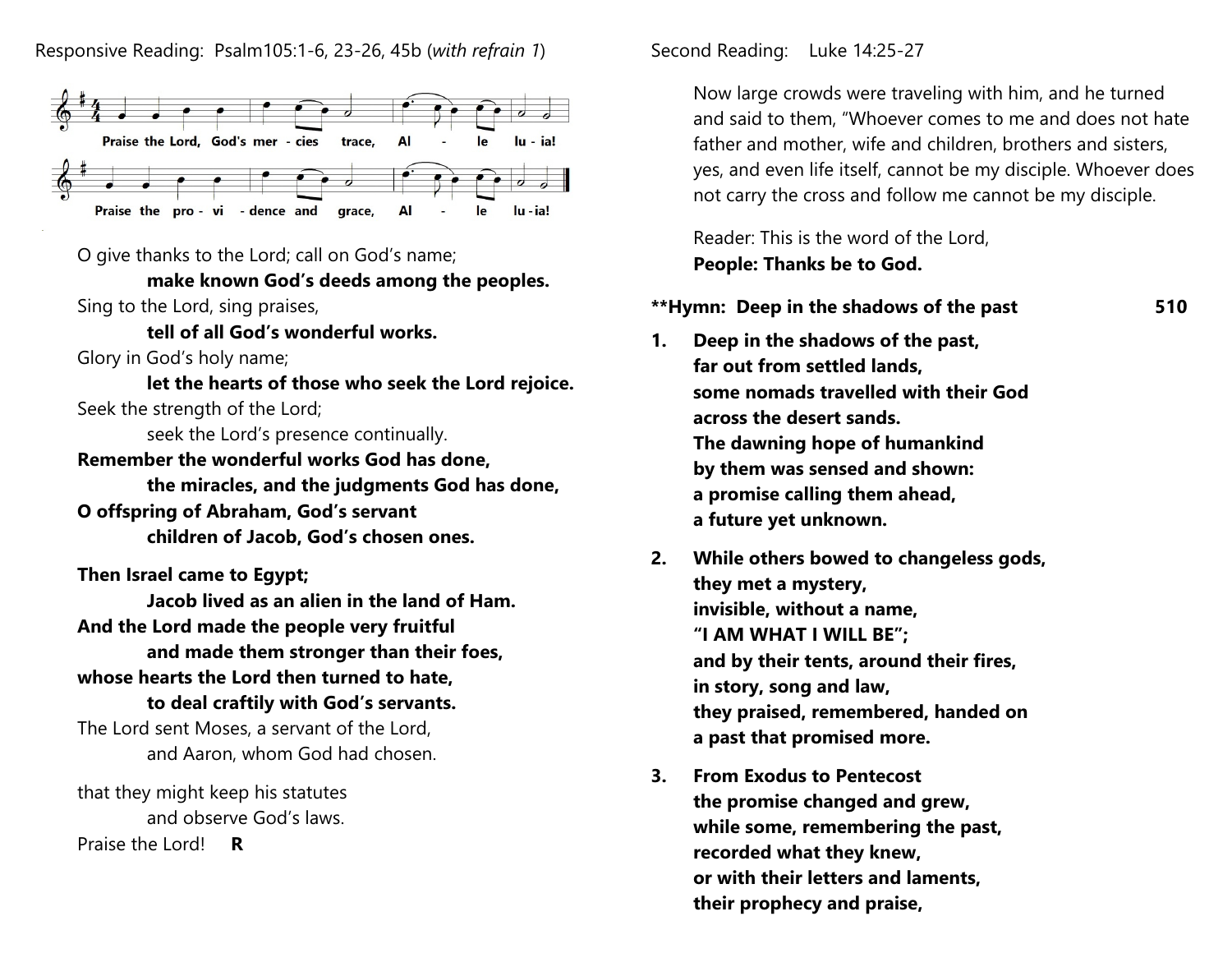Responsive Reading: Psalm105:1-6, 23-26, 45b (*with refrain 1*)

Praise the Lord, God's mercies trace, Alleluia!
Praise the providence and grace, Alleluia!

O give thanks to the Lord; call on God's name;
&nbsp;&nbsp;&nbsp;&nbsp;**make known God's deeds among the peoples.**
Sing to the Lord, sing praises,
&nbsp;&nbsp;&nbsp;&nbsp;**tell of all God's wonderful works.**
Glory in God's holy name;
&nbsp;&nbsp;&nbsp;&nbsp;**let the hearts of those who seek the Lord rejoice.**
Seek the strength of the Lord;
&nbsp;&nbsp;&nbsp;&nbsp;seek the Lord's presence continually.
**Remember the wonderful works God has done,**
&nbsp;&nbsp;&nbsp;&nbsp;**the miracles, and the judgments God has done,**
**O offspring of Abraham, God's servant**
&nbsp;&nbsp;&nbsp;&nbsp;**children of Jacob, God's chosen ones.**

**Then Israel came to Egypt;**
&nbsp;&nbsp;&nbsp;&nbsp;**Jacob lived as an alien in the land of Ham.**
**And the Lord made the people very fruitful**
&nbsp;&nbsp;&nbsp;&nbsp;**and made them stronger than their foes,**
**whose hearts the Lord then turned to hate,**
&nbsp;&nbsp;&nbsp;&nbsp;**to deal craftily with God's servants.**
The Lord sent Moses, a servant of the Lord,
&nbsp;&nbsp;&nbsp;&nbsp;and Aaron, whom God had chosen.

that they might keep his statutes
&nbsp;&nbsp;&nbsp;&nbsp;and observe God's laws.
Praise the Lord! **R**

Second Reading: Luke 14:25-27

Now large crowds were traveling with him, and he turned and said to them, "Whoever comes to me and does not hate father and mother, wife and children, brothers and sisters, yes, and even life itself, cannot be my disciple. Whoever does not carry the cross and follow me cannot be my disciple.

Reader: This is the word of the Lord,
**People: Thanks be to God.**

**\*\*Hymn: Deep in the shadows of the past 510**

1. **Deep in the shadows of the past,**
   **far out from settled lands,**
   **some nomads travelled with their God**
   **across the desert sands.**
   **The dawning hope of humankind**
   **by them was sensed and shown:**
   **a promise calling them ahead,**
   **a future yet unknown.**

2. **While others bowed to changeless gods,**
   **they met a mystery,**
   **invisible, without a name,**
   **"I AM WHAT I WILL BE";**
   **and by their tents, around their fires,**
   **in story, song and law,**
   **they praised, remembered, handed on**
   **a past that promised more.**

3. **From Exodus to Pentecost**
   **the promise changed and grew,**
   **while some, remembering the past,**
   **recorded what they knew,**
   **or with their letters and laments,**
   **their prophecy and praise,**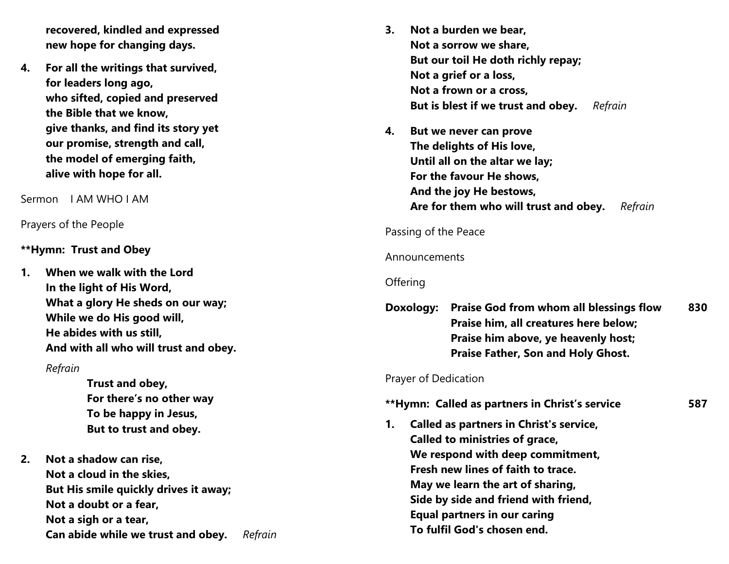**recovered, kindled and expressed**
**new hope for changing days.**

4. **For all the writings that survived,**
   **for leaders long ago,**
   **who sifted, copied and preserved**
   **the Bible that we know,**
   **give thanks, and find its story yet**
   **our promise, strength and call,**
   **the model of emerging faith,**
   **alive with hope for all.**

Sermon    I AM WHO I AM

Prayers of the People

**\*\*Hymn: Trust and Obey**

1. **When we walk with the Lord**
   **In the light of His Word,**
   **What a glory He sheds on our way;**
   **While we do His good will,**
   **He abides with us still,**
   **And with all who will trust and obey.**

   *Refrain*

   **Trust and obey,**
   **For there's no other way**
   **To be happy in Jesus,**
   **But to trust and obey.**

2. **Not a shadow can rise,**
   **Not a cloud in the skies,**
   **But His smile quickly drives it away;**
   **Not a doubt or a fear,**
   **Not a sigh or a tear,**
   **Can abide while we trust and obey.** *Refrain*

3. **Not a burden we bear,**
   **Not a sorrow we share,**
   **But our toil He doth richly repay;**
   **Not a grief or a loss,**
   **Not a frown or a cross,**
   **But is blest if we trust and obey.** *Refrain*

4. **But we never can prove**
   **The delights of His love,**
   **Until all on the altar we lay;**
   **For the favour He shows,**
   **And the joy He bestows,**
   **Are for them who will trust and obey.** *Refrain*

Passing of the Peace

Announcements

Offering

**Doxology:** **Praise God from whom all blessings flow** **830**
**Praise him, all creatures here below;**
**Praise him above, ye heavenly host;**
**Praise Father, Son and Holy Ghost.**

Prayer of Dedication

**\*\*Hymn: Called as partners in Christ's service** **587**

1. **Called as partners in Christ's service,**
   **Called to ministries of grace,**
   **We respond with deep commitment,**
   **Fresh new lines of faith to trace.**
   **May we learn the art of sharing,**
   **Side by side and friend with friend,**
   **Equal partners in our caring**
   **To fulfil God's chosen end.**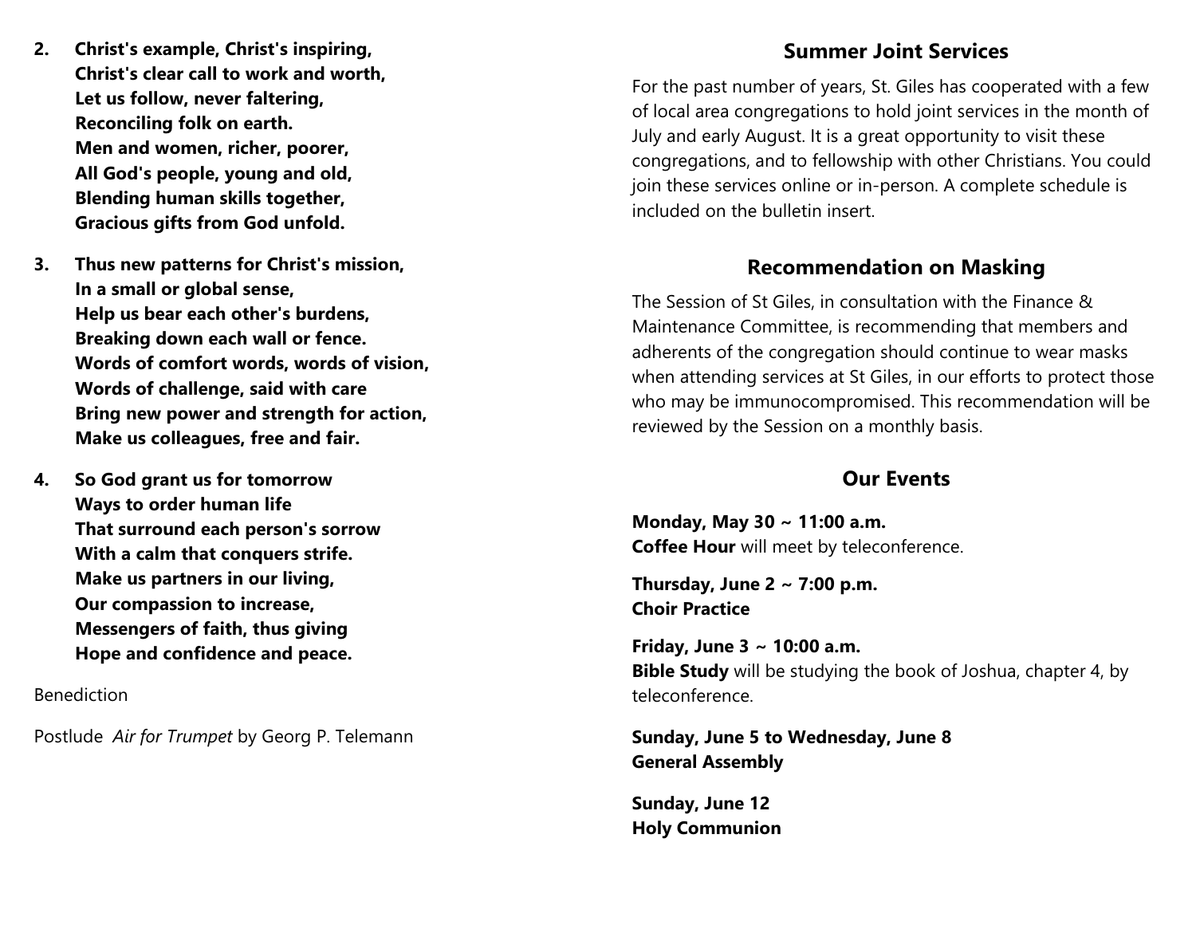2. **Christ's example, Christ's inspiring,**
   **Christ's clear call to work and worth,**
   **Let us follow, never faltering,**
   **Reconciling folk on earth.**
   **Men and women, richer, poorer,**
   **All God's people, young and old,**
   **Blending human skills together,**
   **Gracious gifts from God unfold.**

3. **Thus new patterns for Christ's mission,**
   **In a small or global sense,**
   **Help us bear each other's burdens,**
   **Breaking down each wall or fence.**
   **Words of comfort words, words of vision,**
   **Words of challenge, said with care**
   **Bring new power and strength for action,**
   **Make us colleagues, free and fair.**

4. **So God grant us for tomorrow**
   **Ways to order human life**
   **That surround each person's sorrow**
   **With a calm that conquers strife.**
   **Make us partners in our living,**
   **Our compassion to increase,**
   **Messengers of faith, thus giving**
   **Hope and confidence and peace.**

Benediction

Postlude *Air for Trumpet* by Georg P. Telemann

## Summer Joint Services

For the past number of years, St. Giles has cooperated with a few of local area congregations to hold joint services in the month of July and early August. It is a great opportunity to visit these congregations, and to fellowship with other Christians. You could join these services online or in-person. A complete schedule is included on the bulletin insert.

## Recommendation on Masking

The Session of St Giles, in consultation with the Finance & Maintenance Committee, is recommending that members and adherents of the congregation should continue to wear masks when attending services at St Giles, in our efforts to protect those who may be immunocompromised. This recommendation will be reviewed by the Session on a monthly basis.

## Our Events

**Monday, May 30 ~ 11:00 a.m.**
**Coffee Hour** will meet by teleconference.

**Thursday, June 2 ~ 7:00 p.m.**
**Choir Practice**

**Friday, June 3 ~ 10:00 a.m.**
**Bible Study** will be studying the book of Joshua, chapter 4, by teleconference.

**Sunday, June 5 to Wednesday, June 8**
**General Assembly**

**Sunday, June 12**
**Holy Communion**